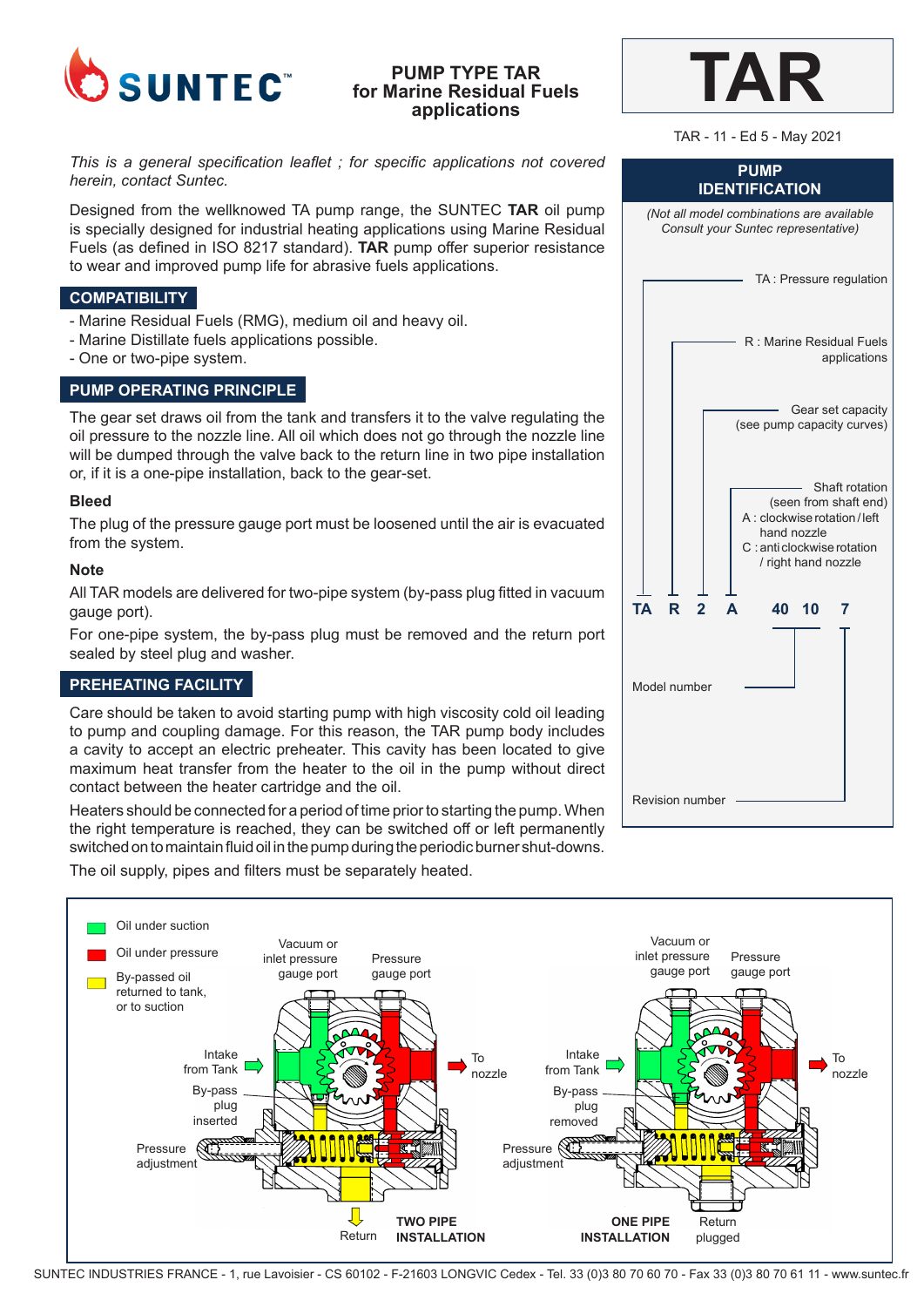# PUMP TYPE TAR for Marine Residual Fuels applications

# TAR

TAR - 11 - Ed 5 - May 2021

*This is a general specification leaflet ; for specific applications not covered herein, contact Suntec.*

Designed from the wellknowed TA pump range, the SUNTEC **TAR** oil pump is specially designed for industrial heating applications using Marine Residual Fuels (as defined in ISO 8217 standard). **TAR** pump offer superior resistance to wear and improved pump life for abrasive fuels applications.

## COMPATIBILITY

- Marine Residual Fuels (RMG), medium oil and heavy oil.
- Marine Distillate fuels applications possible.
- One or two-pipe system.

## PUMP OPERATING PRINCIPLE

The gear set draws oil from the tank and transfers it to the valve regulating the oil pressure to the nozzle line. All oil which does not go through the nozzle line will be dumped through the valve back to the return line in two pipe installation or, if it is a one-pipe installation, back to the gear-set.

### Bleed

The plug of the pressure gauge port must be loosened until the air is evacuated from the system.

### Note

All TAR models are delivered for two-pipe system (by-pass plug fitted in vacuum gauge port).

For one-pipe system, the by-pass plug must be removed and the return port sealed by steel plug and washer.

## PREHEATING FACILITY

Care should be taken to avoid starting pump with high viscosity cold oil leading to pump and coupling damage. For this reason, the TAR pump body includes a cavity to accept an electric preheater. This cavity has been located to give maximum heat transfer from the heater to the oil in the pump without direct contact between the heater cartridge and the oil.

Heaters should be connected for a period of time prior to starting the pump. When the right temperature is reached, they can be switched off or left permanently switched on to maintain fluid oil in the pump during the periodic burner shut-downs.

The oil supply, pipes and filters must be separately heated.

## PUMP IDENTIFICATION

*(Not all model combinations are available Consult your Suntec representative)*

**TA R 2 A 40 10 7**

- TA : Pressure regulation
- R : Marine Residual Fuels applications
- Gear set capacity (see pump capacity curves)
- Shaft rotation (seen from shaft end)
  - A : clockwise rotation / left hand nozzle
  - C : anti clockwise rotation / right hand nozzle
- Model number
- Revision number

---

- Oil under suction
- Oil under pressure
- By-passed oil returned to tank, or to suction

**TWO PIPE INSTALLATION**: Vacuum or inlet pressure gauge port; Pressure gauge port; Intake from Tank; To nozzle; By-pass plug inserted; Pressure adjustment; Return

**ONE PIPE INSTALLATION**: Vacuum or inlet pressure gauge port; Pressure gauge port; Intake from Tank; To nozzle; By-pass plug removed; Pressure adjustment; Return plugged

SUNTEC INDUSTRIES FRANCE - 1, rue Lavoisier - CS 60102 - F-21603 LONGVIC Cedex - Tel. 33 (0)3 80 70 60 70 - Fax 33 (0)3 80 70 61 11 - www.suntec.fr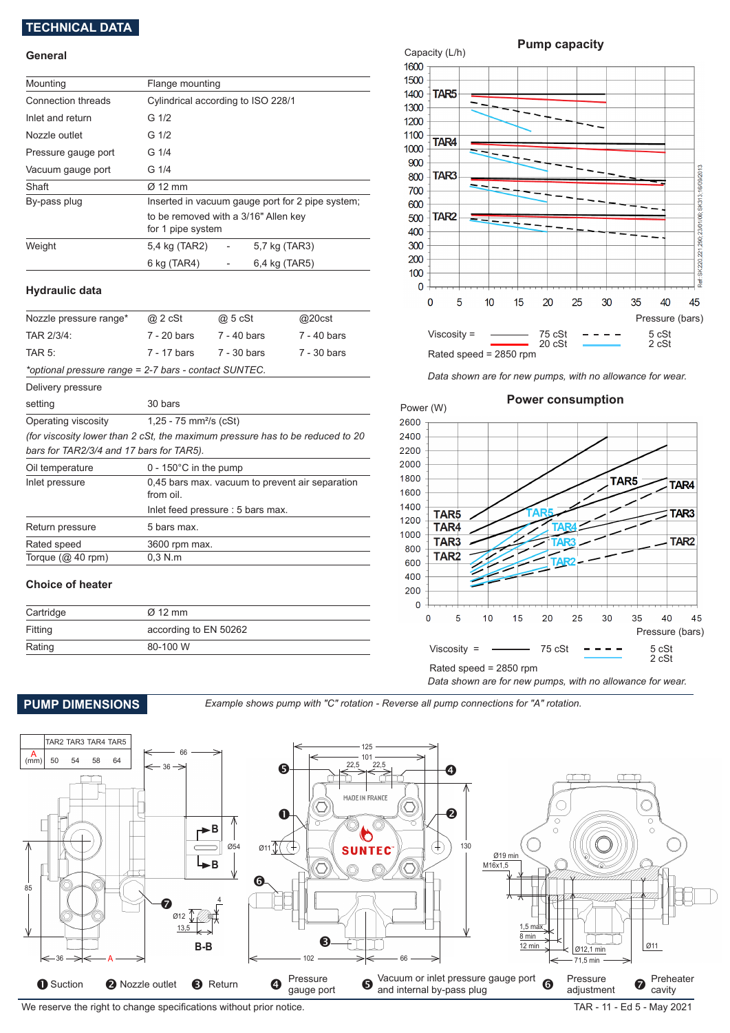## TECHNICAL DATA

### General

| | |
|---|---|
| Mounting | Flange mounting |
| Connection threads | Cylindrical according to ISO 228/1 |
| Inlet and return | G 1/2 |
| Nozzle outlet | G 1/2 |
| Pressure gauge port | G 1/4 |
| Vacuum gauge port | G 1/4 |
| Shaft | Ø 12 mm |
| By-pass plug | Inserted in vacuum gauge port for 2 pipe system; to be removed with a 3/16" Allen key for 1 pipe system |
| Weight | 5,4 kg (TAR2) - 5,7 kg (TAR3)<br>6 kg (TAR4) - 6,4 kg (TAR5) |

### Hydraulic data

| Nozzle pressure range* | @ 2 cSt | @ 5 cSt | @20cst |
|---|---|---|---|
| TAR 2/3/4: | 7 - 20 bars | 7 - 40 bars | 7 - 40 bars |
| TAR 5: | 7 - 17 bars | 7 - 30 bars | 7 - 30 bars |

*\*optional pressure range = 2-7 bars - contact SUNTEC.*

| | |
|---|---|
| Delivery pressure setting | 30 bars |
| Operating viscosity | 1,25 - 75 mm²/s (cSt) |

*(for viscosity lower than 2 cSt, the maximum pressure has to be reduced to 20 bars for TAR2/3/4 and 17 bars for TAR5).*

| | |
|---|---|
| Oil temperature | 0 - 150°C in the pump |
| Inlet pressure | 0,45 bars max. vacuum to prevent air separation from oil.<br>Inlet feed pressure : 5 bars max. |
| Return pressure | 5 bars max. |
| Rated speed | 3600 rpm max. |
| Torque (@ 40 rpm) | 0,3 N.m |

### Choice of heater

| | |
|---|---|
| Cartridge | Ø 12 mm |
| Fitting | according to EN 50262 |
| Rating | 80-100 W |

**Pump capacity**

Capacity (L/h)

TAR5
TAR4
TAR3
TAR2

Pressure (bars)

Viscosity = 75 cSt, 20 cSt, 5 cSt, 2 cSt

Rated speed = 2850 rpm

*Data shown are for new pumps, with no allowance for wear.*

Ref: SK220;221;290;23/01/06;SK313:16/09/2013

**Power consumption**

Power (W)

TAR5
TAR4
TAR3
TAR2

Pressure (bars)

Viscosity = 75 cSt, 5 cSt, 2 cSt

Rated speed = 2850 rpm

*Data shown are for new pumps, with no allowance for wear.*

## PUMP DIMENSIONS

*Example shows pump with "C" rotation - Reverse all pump connections for "A" rotation.*

| | TAR2 | TAR3 | TAR4 | TAR5 |
|---|---|---|---|---|
| A (mm) | 50 | 54 | 58 | 64 |

MADE IN FRANCE
SUNTEC

B-B

1 Suction
2 Nozzle outlet
3 Return
4 Pressure gauge port
5 Vacuum or inlet pressure gauge port and internal by-pass plug
6 Pressure adjustment
7 Preheater cavity

We reserve the right to change specifications without prior notice.

TAR - 11 - Ed 5 - May 2021